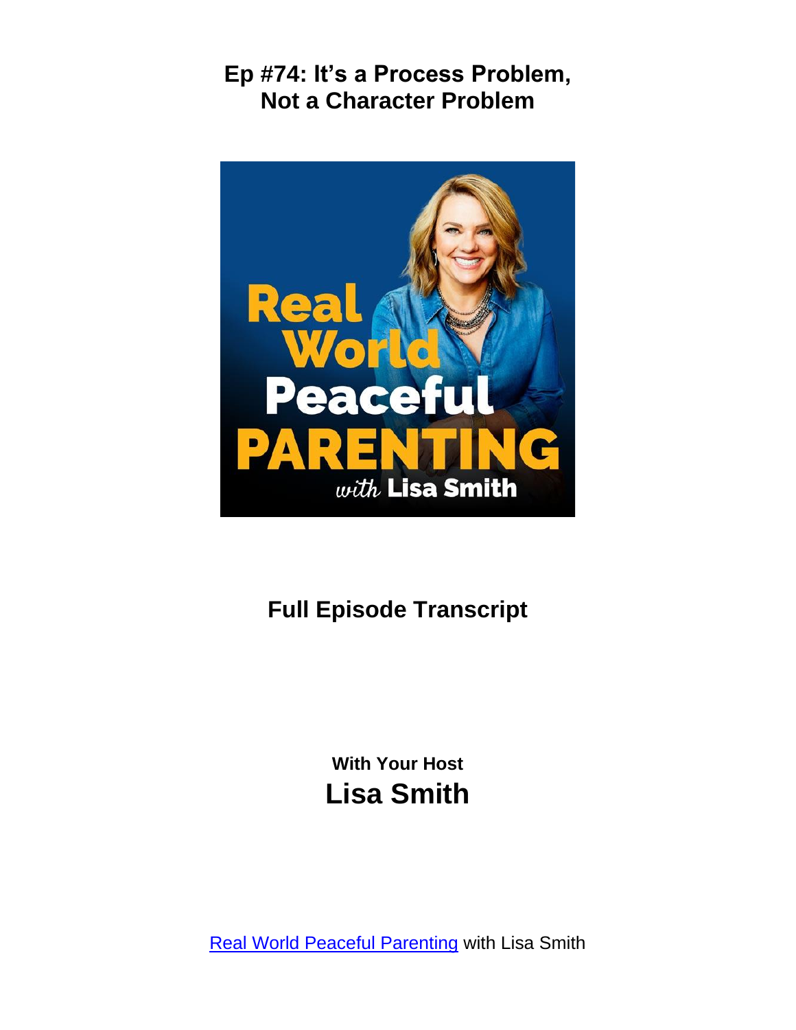# Ep #74: It's a Process Problem, Not a Character Problem

## Full Episode Transcript

**With Your Host**

## Lisa Smith

[Real World Peaceful Parenting](Real World Peaceful Parenting) with Lisa Smith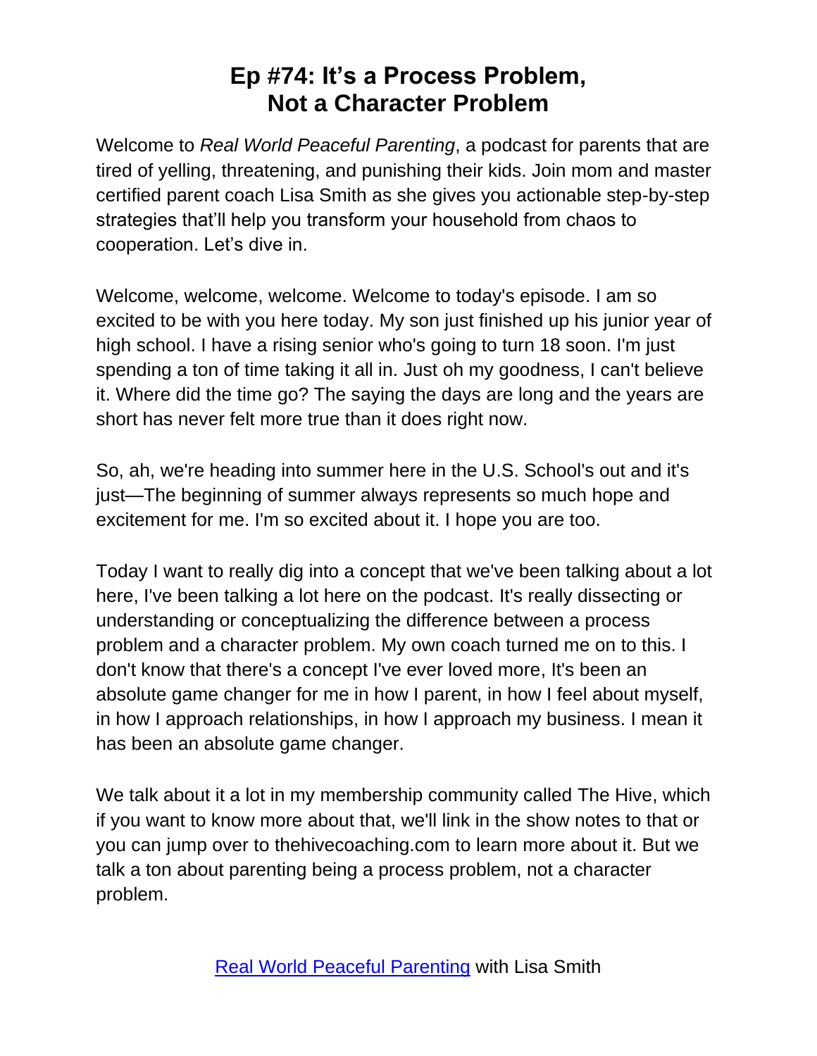# Ep #74: It's a Process Problem, Not a Character Problem

Welcome to *Real World Peaceful Parenting*, a podcast for parents that are tired of yelling, threatening, and punishing their kids. Join mom and master certified parent coach Lisa Smith as she gives you actionable step-by-step strategies that'll help you transform your household from chaos to cooperation. Let's dive in.

Welcome, welcome, welcome. Welcome to today's episode. I am so excited to be with you here today. My son just finished up his junior year of high school. I have a rising senior who's going to turn 18 soon. I'm just spending a ton of time taking it all in. Just oh my goodness, I can't believe it. Where did the time go? The saying the days are long and the years are short has never felt more true than it does right now.

So, ah, we're heading into summer here in the U.S. School's out and it's just—The beginning of summer always represents so much hope and excitement for me. I'm so excited about it. I hope you are too.

Today I want to really dig into a concept that we've been talking about a lot here, I've been talking a lot here on the podcast. It's really dissecting or understanding or conceptualizing the difference between a process problem and a character problem. My own coach turned me on to this. I don't know that there's a concept I've ever loved more, It's been an absolute game changer for me in how I parent, in how I feel about myself, in how I approach relationships, in how I approach my business. I mean it has been an absolute game changer.

We talk about it a lot in my membership community called The Hive, which if you want to know more about that, we'll link in the show notes to that or you can jump over to thehivecoaching.com to learn more about it. But we talk a ton about parenting being a process problem, not a character problem.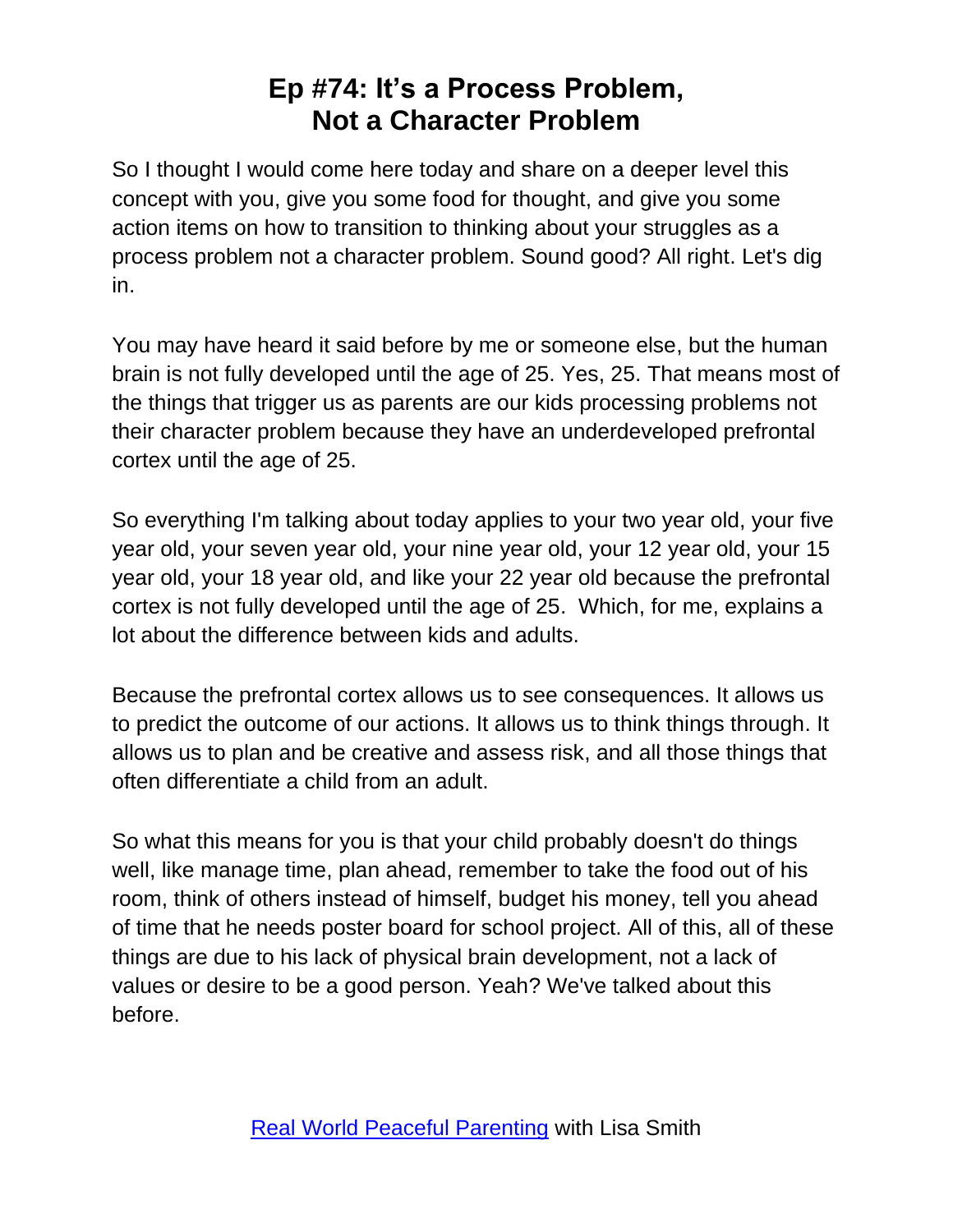# Ep #74: It's a Process Problem, Not a Character Problem

So I thought I would come here today and share on a deeper level this concept with you, give you some food for thought, and give you some action items on how to transition to thinking about your struggles as a process problem not a character problem. Sound good? All right. Let's dig in.

You may have heard it said before by me or someone else, but the human brain is not fully developed until the age of 25. Yes, 25. That means most of the things that trigger us as parents are our kids processing problems not their character problem because they have an underdeveloped prefrontal cortex until the age of 25.

So everything I'm talking about today applies to your two year old, your five year old, your seven year old, your nine year old, your 12 year old, your 15 year old, your 18 year old, and like your 22 year old because the prefrontal cortex is not fully developed until the age of 25. Which, for me, explains a lot about the difference between kids and adults.

Because the prefrontal cortex allows us to see consequences. It allows us to predict the outcome of our actions. It allows us to think things through. It allows us to plan and be creative and assess risk, and all those things that often differentiate a child from an adult.

So what this means for you is that your child probably doesn't do things well, like manage time, plan ahead, remember to take the food out of his room, think of others instead of himself, budget his money, tell you ahead of time that he needs poster board for school project. All of this, all of these things are due to his lack of physical brain development, not a lack of values or desire to be a good person. Yeah? We've talked about this before.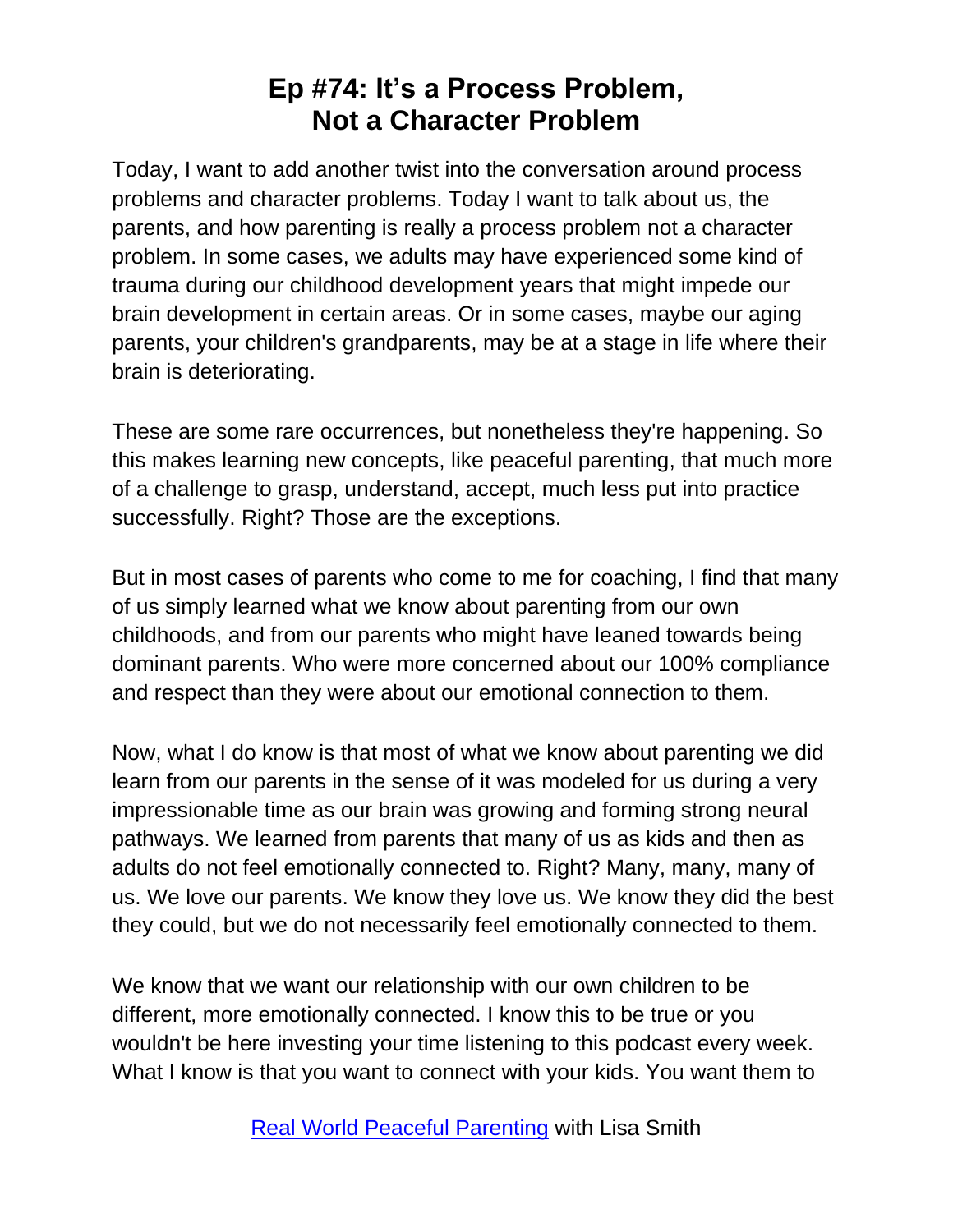# Ep #74: It's a Process Problem, Not a Character Problem

Today, I want to add another twist into the conversation around process problems and character problems. Today I want to talk about us, the parents, and how parenting is really a process problem not a character problem. In some cases, we adults may have experienced some kind of trauma during our childhood development years that might impede our brain development in certain areas. Or in some cases, maybe our aging parents, your children's grandparents, may be at a stage in life where their brain is deteriorating.

These are some rare occurrences, but nonetheless they're happening. So this makes learning new concepts, like peaceful parenting, that much more of a challenge to grasp, understand, accept, much less put into practice successfully. Right? Those are the exceptions.

But in most cases of parents who come to me for coaching, I find that many of us simply learned what we know about parenting from our own childhoods, and from our parents who might have leaned towards being dominant parents. Who were more concerned about our 100% compliance and respect than they were about our emotional connection to them.

Now, what I do know is that most of what we know about parenting we did learn from our parents in the sense of it was modeled for us during a very impressionable time as our brain was growing and forming strong neural pathways. We learned from parents that many of us as kids and then as adults do not feel emotionally connected to. Right? Many, many, many of us. We love our parents. We know they love us. We know they did the best they could, but we do not necessarily feel emotionally connected to them.

We know that we want our relationship with our own children to be different, more emotionally connected. I know this to be true or you wouldn't be here investing your time listening to this podcast every week. What I know is that you want to connect with your kids. You want them to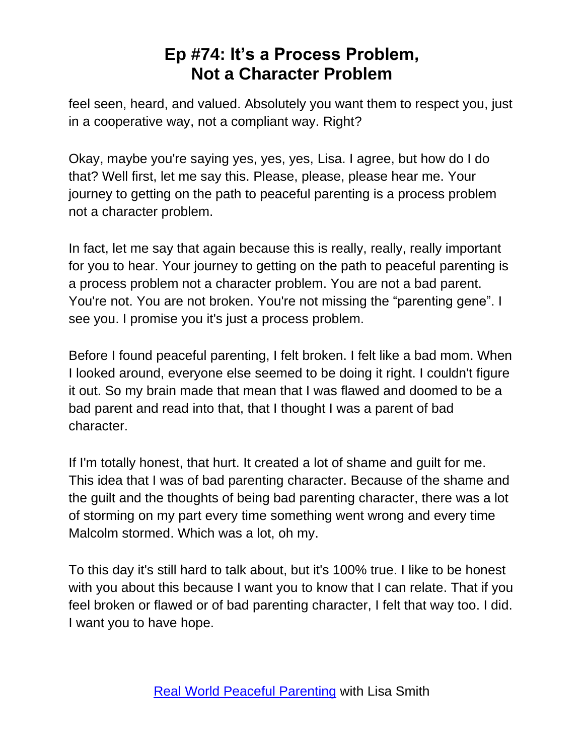feel seen, heard, and valued. Absolutely you want them to respect you, just in a cooperative way, not a compliant way. Right?

Okay, maybe you're saying yes, yes, yes, Lisa. I agree, but how do I do that? Well first, let me say this. Please, please, please hear me. Your journey to getting on the path to peaceful parenting is a process problem not a character problem.

In fact, let me say that again because this is really, really, really important for you to hear. Your journey to getting on the path to peaceful parenting is a process problem not a character problem. You are not a bad parent. You're not. You are not broken. You're not missing the "parenting gene". I see you. I promise you it's just a process problem.

Before I found peaceful parenting, I felt broken. I felt like a bad mom. When I looked around, everyone else seemed to be doing it right. I couldn't figure it out. So my brain made that mean that I was flawed and doomed to be a bad parent and read into that, that I thought I was a parent of bad character.

If I'm totally honest, that hurt. It created a lot of shame and guilt for me. This idea that I was of bad parenting character. Because of the shame and the guilt and the thoughts of being bad parenting character, there was a lot of storming on my part every time something went wrong and every time Malcolm stormed. Which was a lot, oh my.

To this day it's still hard to talk about, but it's 100% true. I like to be honest with you about this because I want you to know that I can relate. That if you feel broken or flawed or of bad parenting character, I felt that way too. I did. I want you to have hope.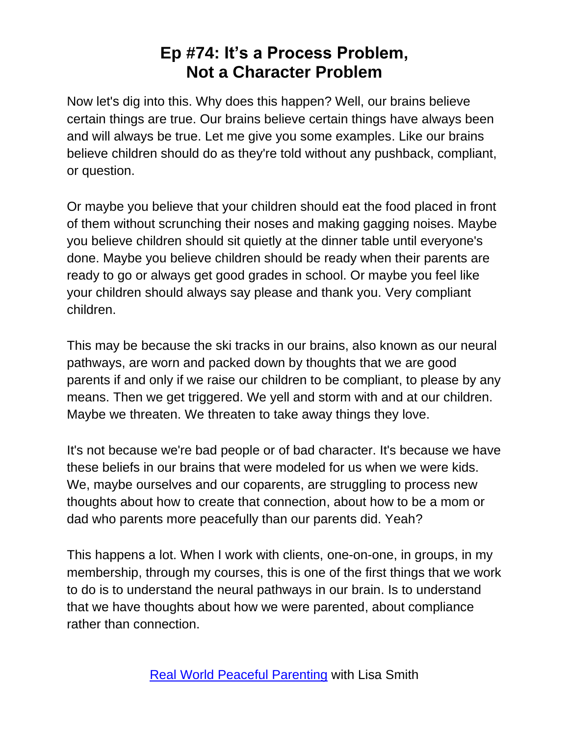# Ep #74: It's a Process Problem, Not a Character Problem

Now let's dig into this. Why does this happen? Well, our brains believe certain things are true. Our brains believe certain things have always been and will always be true. Let me give you some examples. Like our brains believe children should do as they're told without any pushback, compliant, or question.

Or maybe you believe that your children should eat the food placed in front of them without scrunching their noses and making gagging noises. Maybe you believe children should sit quietly at the dinner table until everyone's done. Maybe you believe children should be ready when their parents are ready to go or always get good grades in school. Or maybe you feel like your children should always say please and thank you. Very compliant children.

This may be because the ski tracks in our brains, also known as our neural pathways, are worn and packed down by thoughts that we are good parents if and only if we raise our children to be compliant, to please by any means. Then we get triggered. We yell and storm with and at our children. Maybe we threaten. We threaten to take away things they love.

It's not because we're bad people or of bad character. It's because we have these beliefs in our brains that were modeled for us when we were kids. We, maybe ourselves and our coparents, are struggling to process new thoughts about how to create that connection, about how to be a mom or dad who parents more peacefully than our parents did. Yeah?

This happens a lot. When I work with clients, one-on-one, in groups, in my membership, through my courses, this is one of the first things that we work to do is to understand the neural pathways in our brain. Is to understand that we have thoughts about how we were parented, about compliance rather than connection.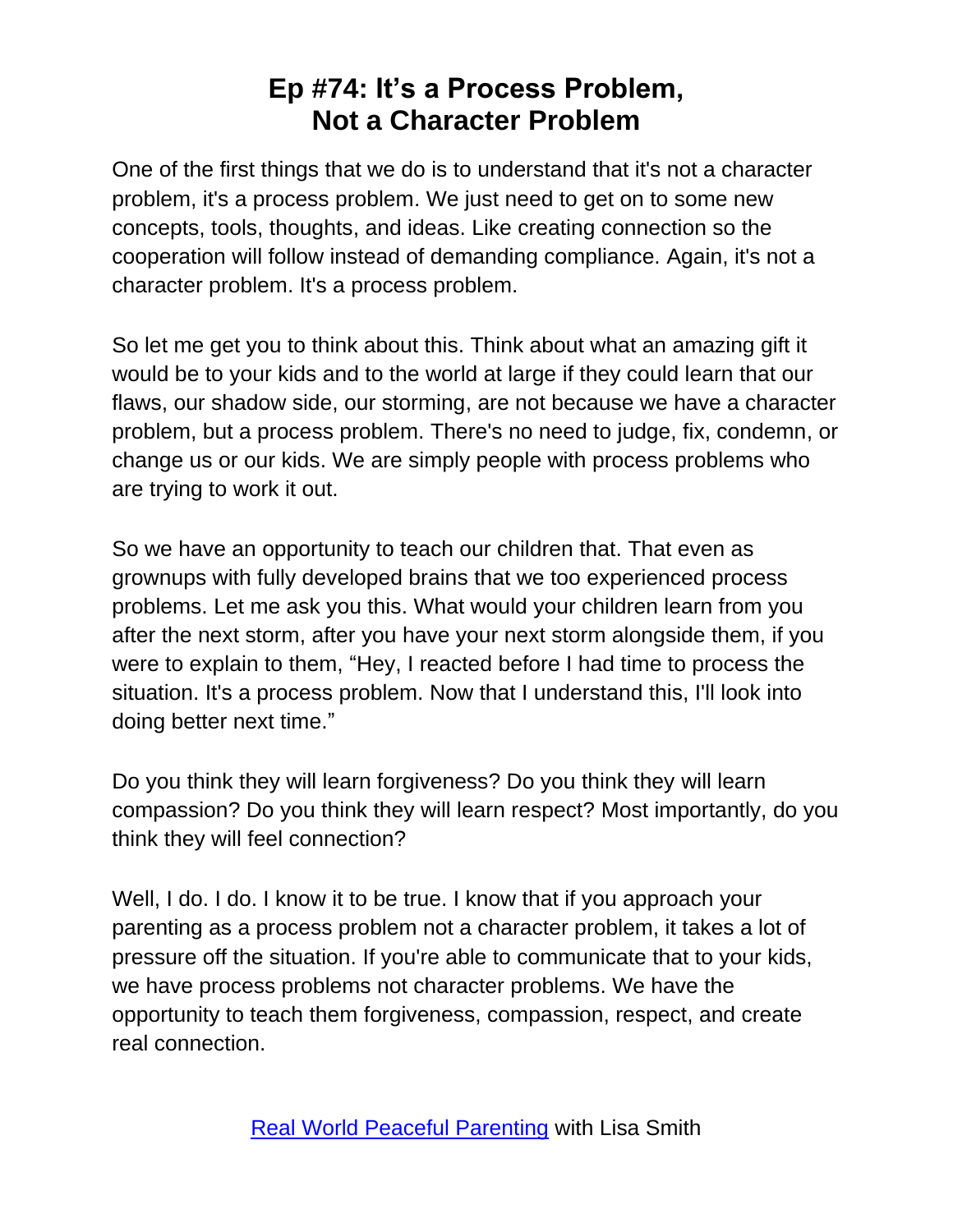# Ep #74: It's a Process Problem, Not a Character Problem

One of the first things that we do is to understand that it's not a character problem, it's a process problem. We just need to get on to some new concepts, tools, thoughts, and ideas. Like creating connection so the cooperation will follow instead of demanding compliance. Again, it's not a character problem. It's a process problem.

So let me get you to think about this. Think about what an amazing gift it would be to your kids and to the world at large if they could learn that our flaws, our shadow side, our storming, are not because we have a character problem, but a process problem. There's no need to judge, fix, condemn, or change us or our kids. We are simply people with process problems who are trying to work it out.

So we have an opportunity to teach our children that. That even as grownups with fully developed brains that we too experienced process problems. Let me ask you this. What would your children learn from you after the next storm, after you have your next storm alongside them, if you were to explain to them, "Hey, I reacted before I had time to process the situation. It's a process problem. Now that I understand this, I'll look into doing better next time."

Do you think they will learn forgiveness? Do you think they will learn compassion? Do you think they will learn respect? Most importantly, do you think they will feel connection?

Well, I do. I do. I know it to be true. I know that if you approach your parenting as a process problem not a character problem, it takes a lot of pressure off the situation. If you're able to communicate that to your kids, we have process problems not character problems. We have the opportunity to teach them forgiveness, compassion, respect, and create real connection.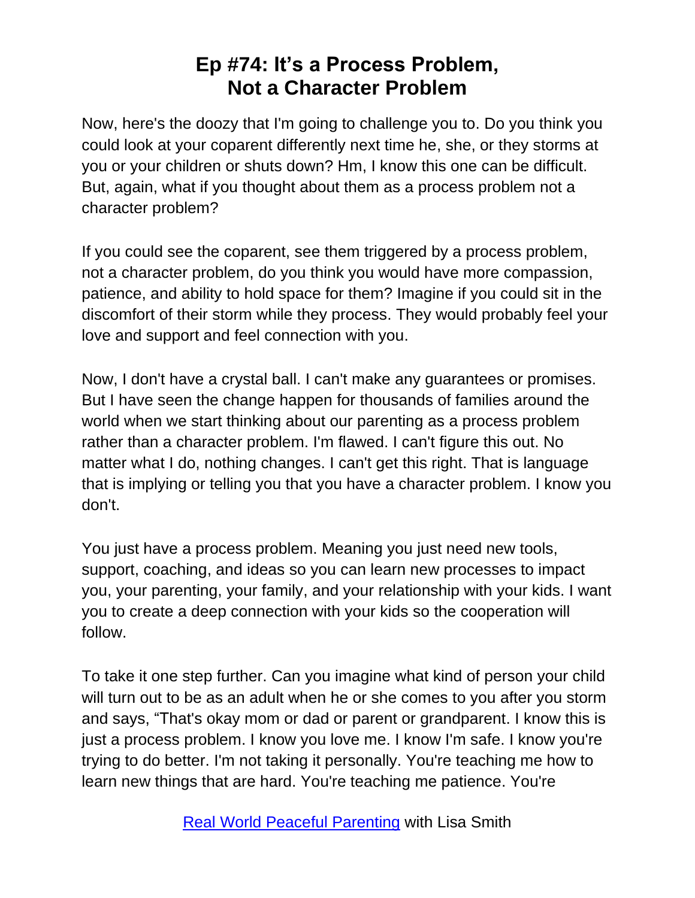# Ep #74: It's a Process Problem, Not a Character Problem

Now, here's the doozy that I'm going to challenge you to. Do you think you could look at your coparent differently next time he, she, or they storms at you or your children or shuts down? Hm, I know this one can be difficult. But, again, what if you thought about them as a process problem not a character problem?

If you could see the coparent, see them triggered by a process problem, not a character problem, do you think you would have more compassion, patience, and ability to hold space for them? Imagine if you could sit in the discomfort of their storm while they process. They would probably feel your love and support and feel connection with you.

Now, I don't have a crystal ball. I can't make any guarantees or promises. But I have seen the change happen for thousands of families around the world when we start thinking about our parenting as a process problem rather than a character problem. I'm flawed. I can't figure this out. No matter what I do, nothing changes. I can't get this right. That is language that is implying or telling you that you have a character problem. I know you don't.

You just have a process problem. Meaning you just need new tools, support, coaching, and ideas so you can learn new processes to impact you, your parenting, your family, and your relationship with your kids. I want you to create a deep connection with your kids so the cooperation will follow.

To take it one step further. Can you imagine what kind of person your child will turn out to be as an adult when he or she comes to you after you storm and says, "That's okay mom or dad or parent or grandparent. I know this is just a process problem. I know you love me. I know I'm safe. I know you're trying to do better. I'm not taking it personally. You're teaching me how to learn new things that are hard. You're teaching me patience. You're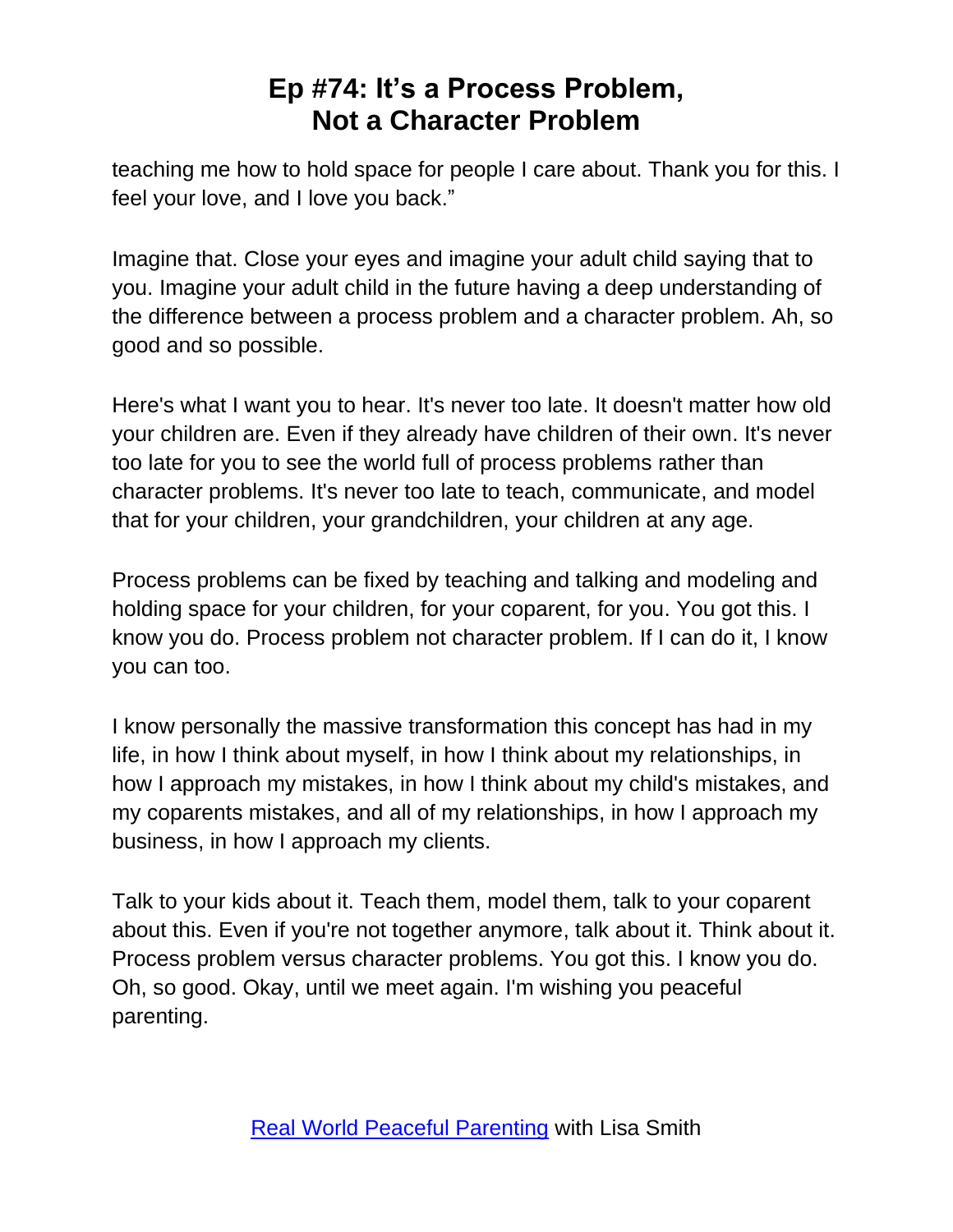teaching me how to hold space for people I care about. Thank you for this. I feel your love, and I love you back."

Imagine that. Close your eyes and imagine your adult child saying that to you. Imagine your adult child in the future having a deep understanding of the difference between a process problem and a character problem. Ah, so good and so possible.

Here's what I want you to hear. It's never too late. It doesn't matter how old your children are. Even if they already have children of their own. It's never too late for you to see the world full of process problems rather than character problems. It's never too late to teach, communicate, and model that for your children, your grandchildren, your children at any age.

Process problems can be fixed by teaching and talking and modeling and holding space for your children, for your coparent, for you. You got this. I know you do. Process problem not character problem. If I can do it, I know you can too.

I know personally the massive transformation this concept has had in my life, in how I think about myself, in how I think about my relationships, in how I approach my mistakes, in how I think about my child's mistakes, and my coparents mistakes, and all of my relationships, in how I approach my business, in how I approach my clients.

Talk to your kids about it. Teach them, model them, talk to your coparent about this. Even if you're not together anymore, talk about it. Think about it. Process problem versus character problems. You got this. I know you do. Oh, so good. Okay, until we meet again. I'm wishing you peaceful parenting.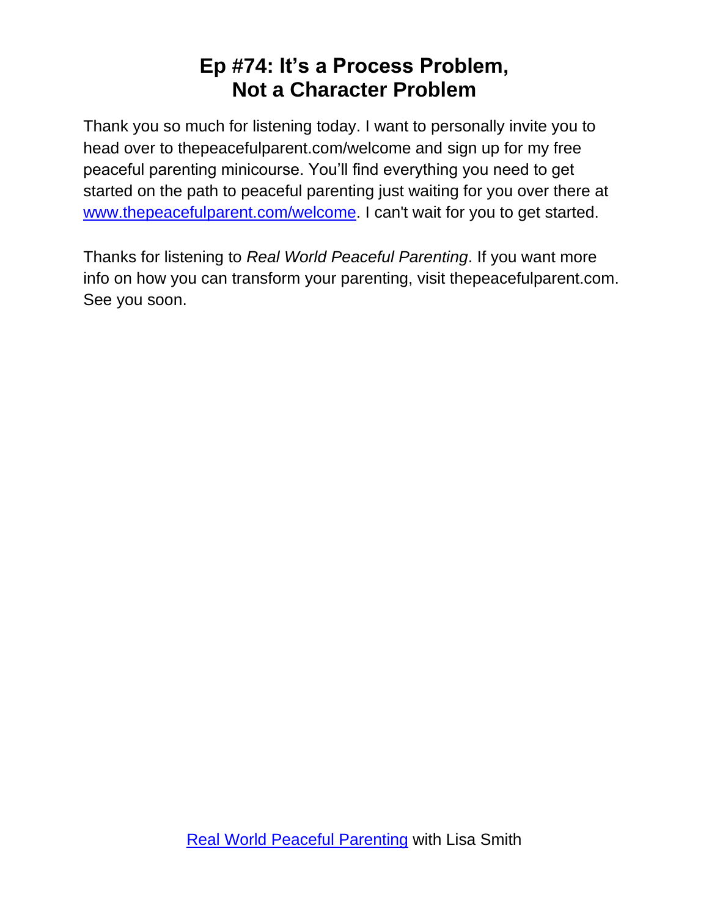# Ep #74: It's a Process Problem, Not a Character Problem

Thank you so much for listening today. I want to personally invite you to head over to thepeacefulparent.com/welcome and sign up for my free peaceful parenting minicourse. You'll find everything you need to get started on the path to peaceful parenting just waiting for you over there at [www.thepeacefulparent.com/welcome](http://www.thepeacefulparent.com/welcome). I can't wait for you to get started.

Thanks for listening to *Real World Peaceful Parenting*. If you want more info on how you can transform your parenting, visit thepeacefulparent.com. See you soon.